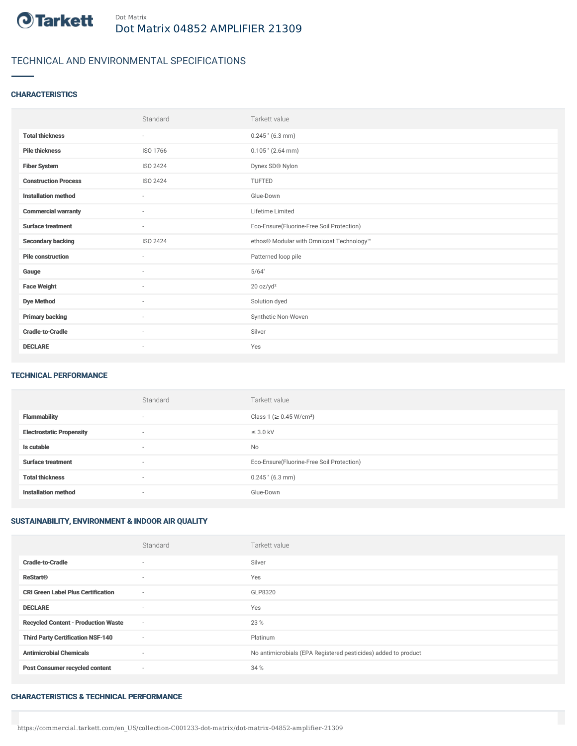Dot Matrix

# Dot Matrix 04852 AMPLIFIER 21309

## TECHNICAL AND ENVIRONMENTAL SPECIFICATIONS

### CHARACTERISTICS

| | Standard | Tarkett value |
|---|---|---|
| **Total thickness** | - | 0.245 " (6.3 mm) |
| **Pile thickness** | ISO 1766 | 0.105 " (2.64 mm) |
| **Fiber System** | ISO 2424 | Dynex SD® Nylon |
| **Construction Process** | ISO 2424 | TUFTED |
| **Installation method** | - | Glue-Down |
| **Commercial warranty** | - | Lifetime Limited |
| **Surface treatment** | - | Eco-Ensure(Fluorine-Free Soil Protection) |
| **Secondary backing** | ISO 2424 | ethos® Modular with Omnicoat Technology™ |
| **Pile construction** | - | Patterned loop pile |
| **Gauge** | - | 5/64" |
| **Face Weight** | - | 20 oz/yd² |
| **Dye Method** | - | Solution dyed |
| **Primary backing** | - | Synthetic Non-Woven |
| **Cradle-to-Cradle** | - | Silver |
| **DECLARE** | - | Yes |

### TECHNICAL PERFORMANCE

| | Standard | Tarkett value |
|---|---|---|
| **Flammability** | - | Class 1 (≥ 0.45 W/cm²) |
| **Electrostatic Propensity** | - | ≤ 3.0 kV |
| **Is cutable** | - | No |
| **Surface treatment** | - | Eco-Ensure(Fluorine-Free Soil Protection) |
| **Total thickness** | - | 0.245 " (6.3 mm) |
| **Installation method** | - | Glue-Down |

### SUSTAINABILITY, ENVIRONMENT & INDOOR AIR QUALITY

| | Standard | Tarkett value |
|---|---|---|
| **Cradle-to-Cradle** | - | Silver |
| **ReStart®** | - | Yes |
| **CRI Green Label Plus Certification** | - | GLP8320 |
| **DECLARE** | - | Yes |
| **Recycled Content - Production Waste** | - | 23 % |
| **Third Party Certification NSF-140** | - | Platinum |
| **Antimicrobial Chemicals** | - | No antimicrobials (EPA Registered pesticides) added to product |
| **Post Consumer recycled content** | - | 34 % |

### CHARACTERISTICS & TECHNICAL PERFORMANCE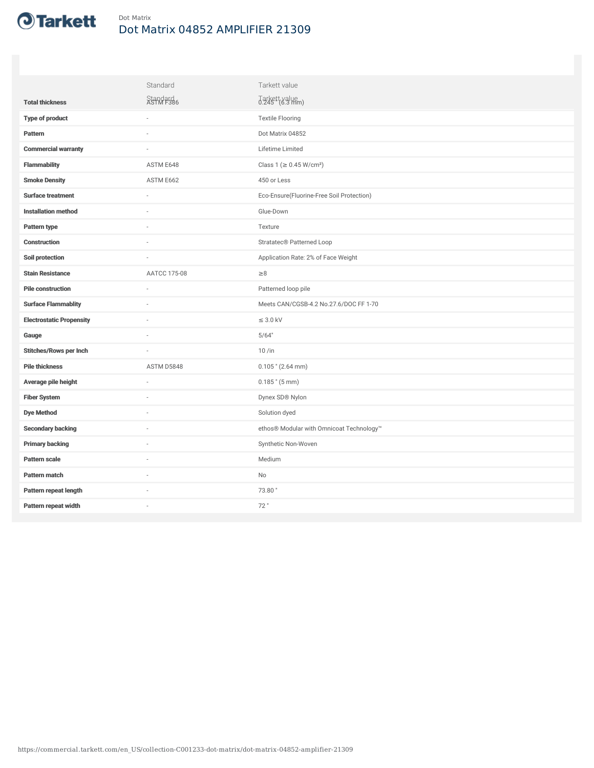Dot Matrix

# Dot Matrix 04852 AMPLIFIER 21309

| | Standard | Tarkett value |
|---|---|---|
| **Total thickness** | ASTM F386 | 0.245 " (6.3 mm) |
| **Type of product** | - | Textile Flooring |
| **Pattern** | - | Dot Matrix 04852 |
| **Commercial warranty** | - | Lifetime Limited |
| **Flammability** | ASTM E648 | Class 1 (≥ 0.45 W/cm²) |
| **Smoke Density** | ASTM E662 | 450 or Less |
| **Surface treatment** | - | Eco-Ensure(Fluorine-Free Soil Protection) |
| **Installation method** | - | Glue-Down |
| **Pattern type** | - | Texture |
| **Construction** | - | Stratatec® Patterned Loop |
| **Soil protection** | - | Application Rate: 2% of Face Weight |
| **Stain Resistance** | AATCC 175-08 | ≥8 |
| **Pile construction** | - | Patterned loop pile |
| **Surface Flammablity** | - | Meets CAN/CGSB-4.2 No.27.6/DOC FF 1-70 |
| **Electrostatic Propensity** | - | ≤ 3.0 kV |
| **Gauge** | - | 5/64" |
| **Stitches/Rows per Inch** | - | 10 /in |
| **Pile thickness** | ASTM D5848 | 0.105 " (2.64 mm) |
| **Average pile height** | - | 0.185 " (5 mm) |
| **Fiber System** | - | Dynex SD® Nylon |
| **Dye Method** | - | Solution dyed |
| **Secondary backing** | - | ethos® Modular with Omnicoat Technology™ |
| **Primary backing** | - | Synthetic Non-Woven |
| **Pattern scale** | - | Medium |
| **Pattern match** | - | No |
| **Pattern repeat length** | - | 73.80 " |
| **Pattern repeat width** | - | 72 " |

https://commercial.tarkett.com/en_US/collection-C001233-dot-matrix/dot-matrix-04852-amplifier-21309